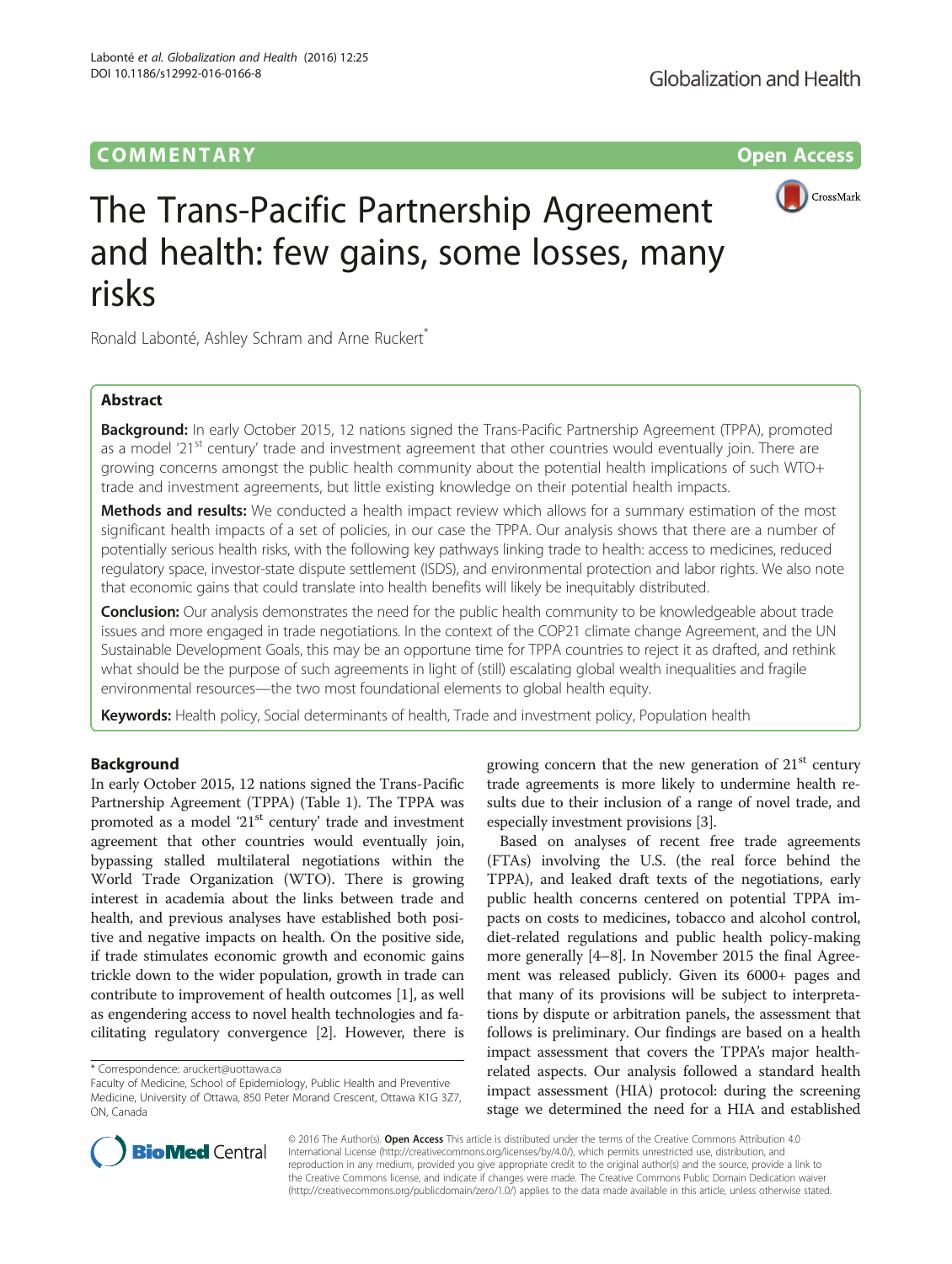COMMENTARY Open Access

# The Trans-Pacific Partnership Agreement and health: few gains, some losses, many risks

Ronald Labonté, Ashley Schram and Arne Ruckert*

## Abstract

**Background:** In early October 2015, 12 nations signed the Trans-Pacific Partnership Agreement (TPPA), promoted as a model '21st century' trade and investment agreement that other countries would eventually join. There are growing concerns amongst the public health community about the potential health implications of such WTO+ trade and investment agreements, but little existing knowledge on their potential health impacts.

**Methods and results:** We conducted a health impact review which allows for a summary estimation of the most significant health impacts of a set of policies, in our case the TPPA. Our analysis shows that there are a number of potentially serious health risks, with the following key pathways linking trade to health: access to medicines, reduced regulatory space, investor-state dispute settlement (ISDS), and environmental protection and labor rights. We also note that economic gains that could translate into health benefits will likely be inequitably distributed.

**Conclusion:** Our analysis demonstrates the need for the public health community to be knowledgeable about trade issues and more engaged in trade negotiations. In the context of the COP21 climate change Agreement, and the UN Sustainable Development Goals, this may be an opportune time for TPPA countries to reject it as drafted, and rethink what should be the purpose of such agreements in light of (still) escalating global wealth inequalities and fragile environmental resources—the two most foundational elements to global health equity.

**Keywords:** Health policy, Social determinants of health, Trade and investment policy, Population health

## Background

In early October 2015, 12 nations signed the Trans-Pacific Partnership Agreement (TPPA) (Table 1). The TPPA was promoted as a model '21st century' trade and investment agreement that other countries would eventually join, bypassing stalled multilateral negotiations within the World Trade Organization (WTO). There is growing interest in academia about the links between trade and health, and previous analyses have established both positive and negative impacts on health. On the positive side, if trade stimulates economic growth and economic gains trickle down to the wider population, growth in trade can contribute to improvement of health outcomes [1], as well as engendering access to novel health technologies and facilitating regulatory convergence [2]. However, there is growing concern that the new generation of 21st century trade agreements is more likely to undermine health results due to their inclusion of a range of novel trade, and especially investment provisions [3].

Based on analyses of recent free trade agreements (FTAs) involving the U.S. (the real force behind the TPPA), and leaked draft texts of the negotiations, early public health concerns centered on potential TPPA impacts on costs to medicines, tobacco and alcohol control, diet-related regulations and public health policy-making more generally [4–8]. In November 2015 the final Agreement was released publicly. Given its 6000+ pages and that many of its provisions will be subject to interpretations by dispute or arbitration panels, the assessment that follows is preliminary. Our findings are based on a health impact assessment that covers the TPPA's major health-related aspects. Our analysis followed a standard health impact assessment (HIA) protocol: during the screening stage we determined the need for a HIA and established

\* Correspondence: aruckert@uottawa.ca
Faculty of Medicine, School of Epidemiology, Public Health and Preventive Medicine, University of Ottawa, 850 Peter Morand Crescent, Ottawa K1G 3Z7, ON, Canada

© 2016 The Author(s). **Open Access** This article is distributed under the terms of the Creative Commons Attribution 4.0 International License (http://creativecommons.org/licenses/by/4.0/), which permits unrestricted use, distribution, and reproduction in any medium, provided you give appropriate credit to the original author(s) and the source, provide a link to the Creative Commons license, and indicate if changes were made. The Creative Commons Public Domain Dedication waiver (http://creativecommons.org/publicdomain/zero/1.0/) applies to the data made available in this article, unless otherwise stated.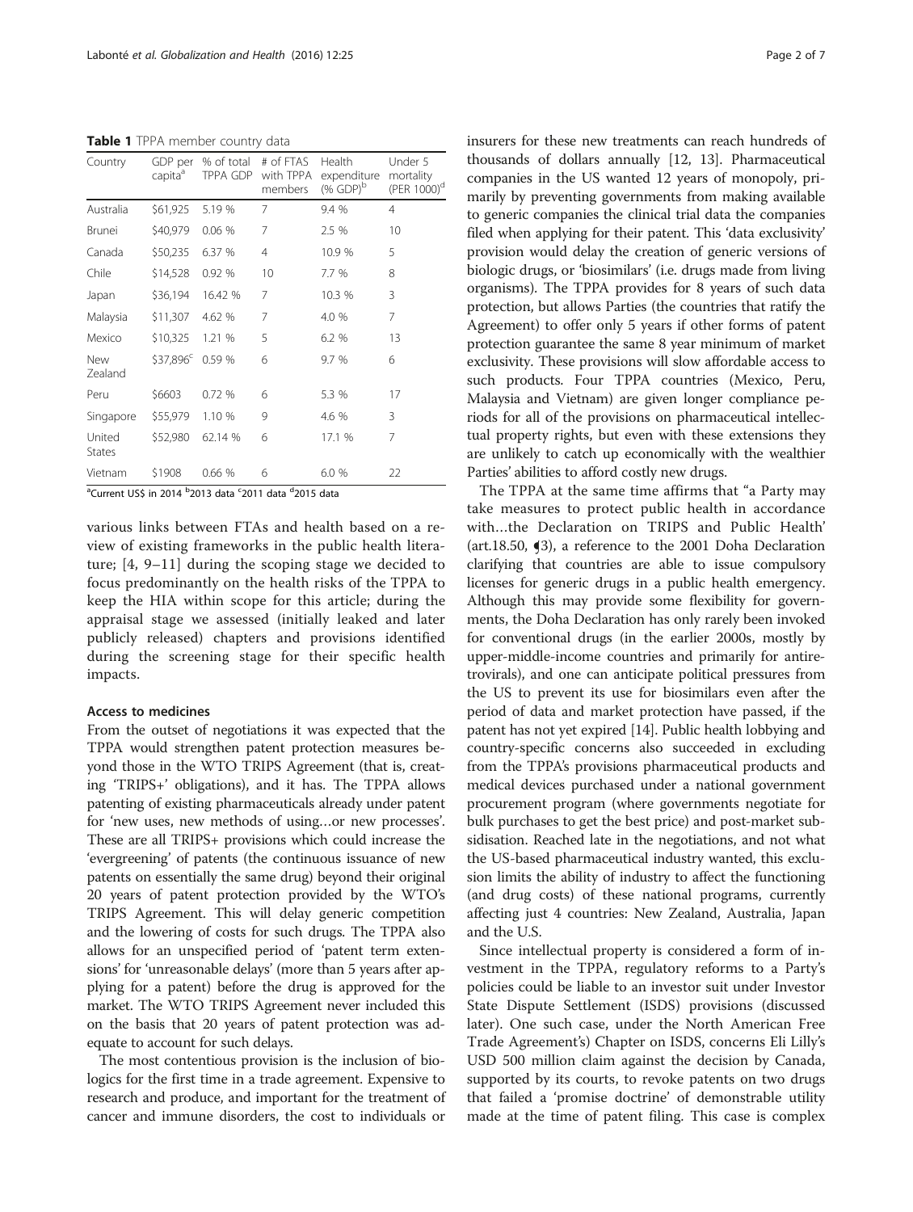**Table 1** TPPA member country data

| Country | GDP per capita[a] | % of total TPPA GDP | # of FTAS with TPPA members | Health expenditure (% GDP)[b] | Under 5 mortality (PER 1000)[d] |
|---|---|---|---|---|---|
| Australia | $61,925 | 5.19 % | 7 | 9.4 % | 4 |
| Brunei | $40,979 | 0.06 % | 7 | 2.5 % | 10 |
| Canada | $50,235 | 6.37 % | 4 | 10.9 % | 5 |
| Chile | $14,528 | 0.92 % | 10 | 7.7 % | 8 |
| Japan | $36,194 | 16.42 % | 7 | 10.3 % | 3 |
| Malaysia | $11,307 | 4.62 % | 7 | 4.0 % | 7 |
| Mexico | $10,325 | 1.21 % | 5 | 6.2 % | 13 |
| New Zealand | $37,896[c] | 0.59 % | 6 | 9.7 % | 6 |
| Peru | $6603 | 0.72 % | 6 | 5.3 % | 17 |
| Singapore | $55,979 | 1.10 % | 9 | 4.6 % | 3 |
| United States | $52,980 | 62.14 % | 6 | 17.1 % | 7 |
| Vietnam | $1908 | 0.66 % | 6 | 6.0 % | 22 |

[a]Current US$ in 2014 [b]2013 data [c]2011 data [d]2015 data

various links between FTAs and health based on a review of existing frameworks in the public health literature; [4, 9–11] during the scoping stage we decided to focus predominantly on the health risks of the TPPA to keep the HIA within scope for this article; during the appraisal stage we assessed (initially leaked and later publicly released) chapters and provisions identified during the screening stage for their specific health impacts.

#### Access to medicines

From the outset of negotiations it was expected that the TPPA would strengthen patent protection measures beyond those in the WTO TRIPS Agreement (that is, creating 'TRIPS+' obligations), and it has. The TPPA allows patenting of existing pharmaceuticals already under patent for 'new uses, new methods of using…or new processes'. These are all TRIPS+ provisions which could increase the 'evergreening' of patents (the continuous issuance of new patents on essentially the same drug) beyond their original 20 years of patent protection provided by the WTO's TRIPS Agreement. This will delay generic competition and the lowering of costs for such drugs. The TPPA also allows for an unspecified period of 'patent term extensions' for 'unreasonable delays' (more than 5 years after applying for a patent) before the drug is approved for the market. The WTO TRIPS Agreement never included this on the basis that 20 years of patent protection was adequate to account for such delays.

The most contentious provision is the inclusion of biologics for the first time in a trade agreement. Expensive to research and produce, and important for the treatment of cancer and immune disorders, the cost to individuals or insurers for these new treatments can reach hundreds of thousands of dollars annually [12, 13]. Pharmaceutical companies in the US wanted 12 years of monopoly, primarily by preventing governments from making available to generic companies the clinical trial data the companies filed when applying for their patent. This 'data exclusivity' provision would delay the creation of generic versions of biologic drugs, or 'biosimilars' (i.e. drugs made from living organisms). The TPPA provides for 8 years of such data protection, but allows Parties (the countries that ratify the Agreement) to offer only 5 years if other forms of patent protection guarantee the same 8 year minimum of market exclusivity. These provisions will slow affordable access to such products. Four TPPA countries (Mexico, Peru, Malaysia and Vietnam) are given longer compliance periods for all of the provisions on pharmaceutical intellectual property rights, but even with these extensions they are unlikely to catch up economically with the wealthier Parties' abilities to afford costly new drugs.

The TPPA at the same time affirms that "a Party may take measures to protect public health in accordance with…the Declaration on TRIPS and Public Health' (art.18.50, ¶3), a reference to the 2001 Doha Declaration clarifying that countries are able to issue compulsory licenses for generic drugs in a public health emergency. Although this may provide some flexibility for governments, the Doha Declaration has only rarely been invoked for conventional drugs (in the earlier 2000s, mostly by upper-middle-income countries and primarily for antiretrovirals), and one can anticipate political pressures from the US to prevent its use for biosimilars even after the period of data and market protection have passed, if the patent has not yet expired [14]. Public health lobbying and country-specific concerns also succeeded in excluding from the TPPA's provisions pharmaceutical products and medical devices purchased under a national government procurement program (where governments negotiate for bulk purchases to get the best price) and post-market subsidisation. Reached late in the negotiations, and not what the US-based pharmaceutical industry wanted, this exclusion limits the ability of industry to affect the functioning (and drug costs) of these national programs, currently affecting just 4 countries: New Zealand, Australia, Japan and the U.S.

Since intellectual property is considered a form of investment in the TPPA, regulatory reforms to a Party's policies could be liable to an investor suit under Investor State Dispute Settlement (ISDS) provisions (discussed later). One such case, under the North American Free Trade Agreement's) Chapter on ISDS, concerns Eli Lilly's USD 500 million claim against the decision by Canada, supported by its courts, to revoke patents on two drugs that failed a 'promise doctrine' of demonstrable utility made at the time of patent filing. This case is complex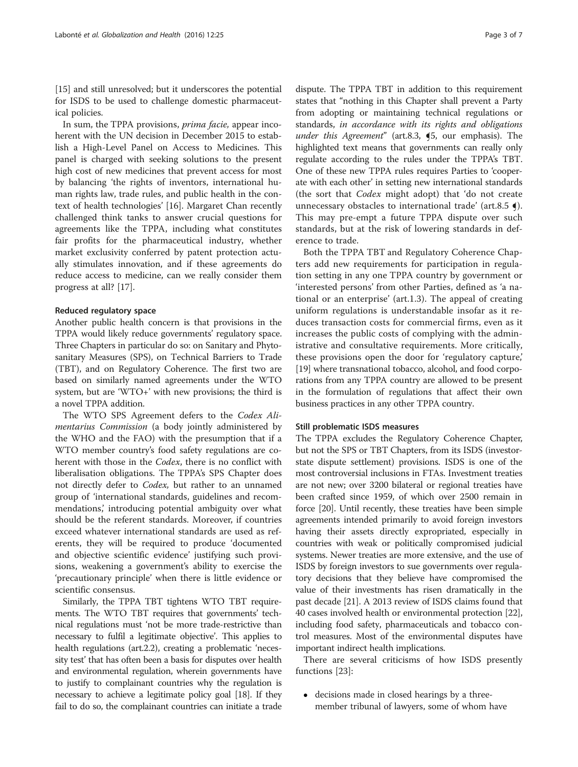[15] and still unresolved; but it underscores the potential for ISDS to be used to challenge domestic pharmaceutical policies.

In sum, the TPPA provisions, *prima facie,* appear incoherent with the UN decision in December 2015 to establish a High-Level Panel on Access to Medicines. This panel is charged with seeking solutions to the present high cost of new medicines that prevent access for most by balancing 'the rights of inventors, international human rights law, trade rules, and public health in the context of health technologies' [16]. Margaret Chan recently challenged think tanks to answer crucial questions for agreements like the TPPA, including what constitutes fair profits for the pharmaceutical industry, whether market exclusivity conferred by patent protection actually stimulates innovation, and if these agreements do reduce access to medicine, can we really consider them progress at all? [17].

#### Reduced regulatory space

Another public health concern is that provisions in the TPPA would likely reduce governments' regulatory space. Three Chapters in particular do so: on Sanitary and Phytosanitary Measures (SPS), on Technical Barriers to Trade (TBT), and on Regulatory Coherence. The first two are based on similarly named agreements under the WTO system, but are 'WTO+' with new provisions; the third is a novel TPPA addition.

The WTO SPS Agreement defers to the *Codex Alimentarius Commission* (a body jointly administered by the WHO and the FAO) with the presumption that if a WTO member country's food safety regulations are coherent with those in the *Codex*, there is no conflict with liberalisation obligations. The TPPA's SPS Chapter does not directly defer to *Codex,* but rather to an unnamed group of 'international standards, guidelines and recommendations,' introducing potential ambiguity over what should be the referent standards. Moreover, if countries exceed whatever international standards are used as referents, they will be required to produce 'documented and objective scientific evidence' justifying such provisions, weakening a government's ability to exercise the 'precautionary principle' when there is little evidence or scientific consensus.

Similarly, the TPPA TBT tightens WTO TBT requirements. The WTO TBT requires that governments' technical regulations must 'not be more trade-restrictive than necessary to fulfil a legitimate objective'. This applies to health regulations (art.2.2), creating a problematic 'necessity test' that has often been a basis for disputes over health and environmental regulation, wherein governments have to justify to complainant countries why the regulation is necessary to achieve a legitimate policy goal [18]. If they fail to do so, the complainant countries can initiate a trade dispute. The TPPA TBT in addition to this requirement states that "nothing in this Chapter shall prevent a Party from adopting or maintaining technical regulations or standards, *in accordance with its rights and obligations under this Agreement*" (art.8.3, ¶5, our emphasis). The highlighted text means that governments can really only regulate according to the rules under the TPPA's TBT. One of these new TPPA rules requires Parties to 'cooperate with each other' in setting new international standards (the sort that *Codex* might adopt) that 'do not create unnecessary obstacles to international trade' (art.8.5 ¶). This may pre-empt a future TPPA dispute over such standards, but at the risk of lowering standards in deference to trade.

Both the TPPA TBT and Regulatory Coherence Chapters add new requirements for participation in regulation setting in any one TPPA country by government or 'interested persons' from other Parties, defined as 'a national or an enterprise' (art.1.3). The appeal of creating uniform regulations is understandable insofar as it reduces transaction costs for commercial firms, even as it increases the public costs of complying with the administrative and consultative requirements. More critically, these provisions open the door for 'regulatory capture,' [19] where transnational tobacco, alcohol, and food corporations from any TPPA country are allowed to be present in the formulation of regulations that affect their own business practices in any other TPPA country.

#### Still problematic ISDS measures

The TPPA excludes the Regulatory Coherence Chapter, but not the SPS or TBT Chapters, from its ISDS (investor-state dispute settlement) provisions. ISDS is one of the most controversial inclusions in FTAs. Investment treaties are not new; over 3200 bilateral or regional treaties have been crafted since 1959, of which over 2500 remain in force [20]. Until recently, these treaties have been simple agreements intended primarily to avoid foreign investors having their assets directly expropriated, especially in countries with weak or politically compromised judicial systems. Newer treaties are more extensive, and the use of ISDS by foreign investors to sue governments over regulatory decisions that they believe have compromised the value of their investments has risen dramatically in the past decade [21]. A 2013 review of ISDS claims found that 40 cases involved health or environmental protection [22], including food safety, pharmaceuticals and tobacco control measures. Most of the environmental disputes have important indirect health implications.

There are several criticisms of how ISDS presently functions [23]:

- decisions made in closed hearings by a three-member tribunal of lawyers, some of whom have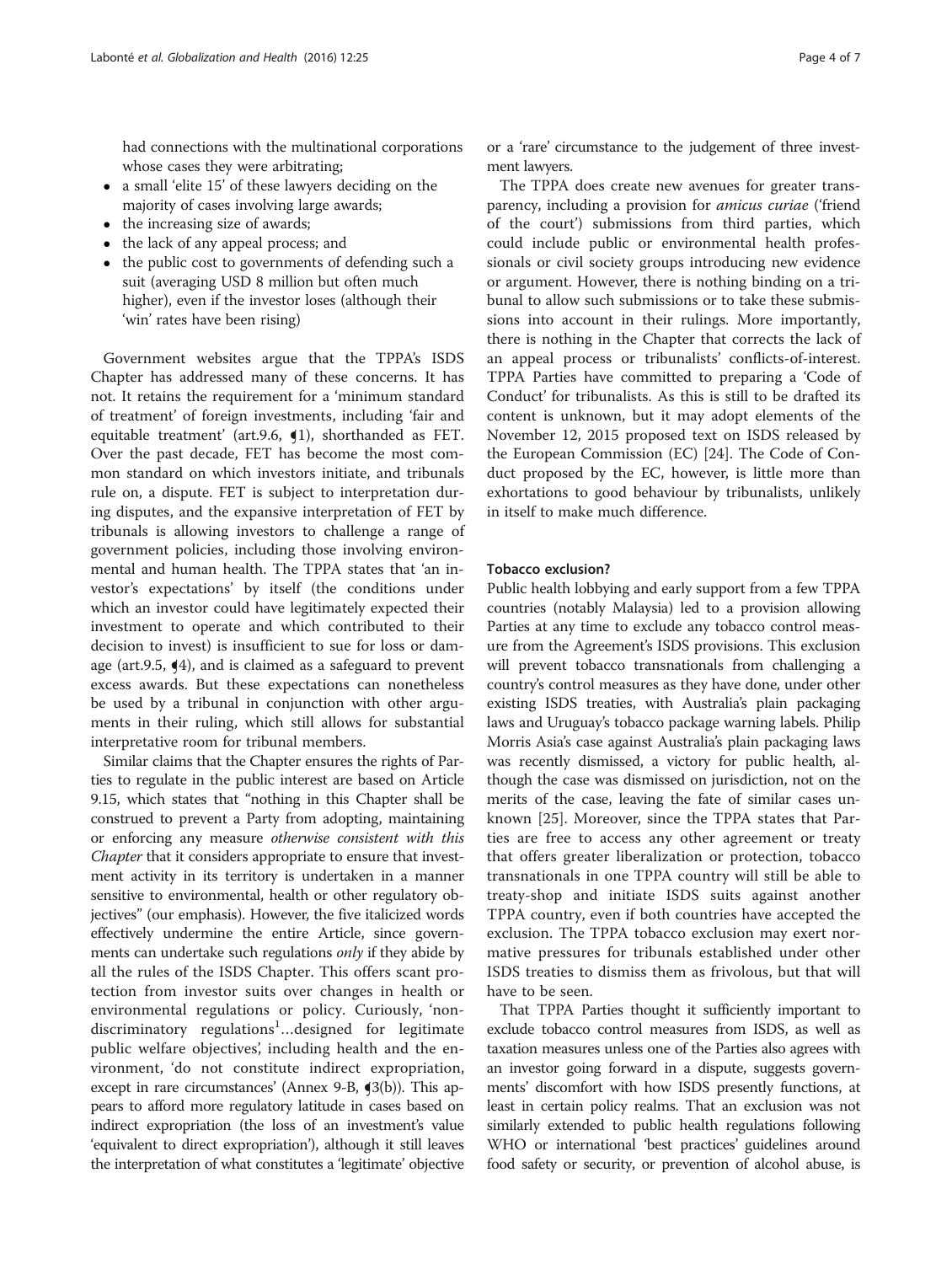had connections with the multinational corporations whose cases they were arbitrating;

- a small 'elite 15' of these lawyers deciding on the majority of cases involving large awards;
- the increasing size of awards;
- the lack of any appeal process; and
- the public cost to governments of defending such a suit (averaging USD 8 million but often much higher), even if the investor loses (although their 'win' rates have been rising)

Government websites argue that the TPPA's ISDS Chapter has addressed many of these concerns. It has not. It retains the requirement for a 'minimum standard of treatment' of foreign investments, including 'fair and equitable treatment' (art.9.6, ¶1), shorthanded as FET. Over the past decade, FET has become the most common standard on which investors initiate, and tribunals rule on, a dispute. FET is subject to interpretation during disputes, and the expansive interpretation of FET by tribunals is allowing investors to challenge a range of government policies, including those involving environmental and human health. The TPPA states that 'an investor's expectations' by itself (the conditions under which an investor could have legitimately expected their investment to operate and which contributed to their decision to invest) is insufficient to sue for loss or damage (art.9.5, ¶4), and is claimed as a safeguard to prevent excess awards. But these expectations can nonetheless be used by a tribunal in conjunction with other arguments in their ruling, which still allows for substantial interpretative room for tribunal members.

Similar claims that the Chapter ensures the rights of Parties to regulate in the public interest are based on Article 9.15, which states that "nothing in this Chapter shall be construed to prevent a Party from adopting, maintaining or enforcing any measure *otherwise consistent with this Chapter* that it considers appropriate to ensure that investment activity in its territory is undertaken in a manner sensitive to environmental, health or other regulatory objectives" (our emphasis). However, the five italicized words effectively undermine the entire Article, since governments can undertake such regulations *only* if they abide by all the rules of the ISDS Chapter. This offers scant protection from investor suits over changes in health or environmental regulations or policy. Curiously, 'non-discriminatory regulations[1]…designed for legitimate public welfare objectives', including health and the environment, 'do not constitute indirect expropriation, except in rare circumstances' (Annex 9-B, ¶3(b)). This appears to afford more regulatory latitude in cases based on indirect expropriation (the loss of an investment's value 'equivalent to direct expropriation'), although it still leaves the interpretation of what constitutes a 'legitimate' objective or a 'rare' circumstance to the judgement of three investment lawyers.

The TPPA does create new avenues for greater transparency, including a provision for *amicus curiae* ('friend of the court') submissions from third parties, which could include public or environmental health professionals or civil society groups introducing new evidence or argument. However, there is nothing binding on a tribunal to allow such submissions or to take these submissions into account in their rulings. More importantly, there is nothing in the Chapter that corrects the lack of an appeal process or tribunalists' conflicts-of-interest. TPPA Parties have committed to preparing a 'Code of Conduct' for tribunalists. As this is still to be drafted its content is unknown, but it may adopt elements of the November 12, 2015 proposed text on ISDS released by the European Commission (EC) [24]. The Code of Conduct proposed by the EC, however, is little more than exhortations to good behaviour by tribunalists, unlikely in itself to make much difference.

### Tobacco exclusion?

Public health lobbying and early support from a few TPPA countries (notably Malaysia) led to a provision allowing Parties at any time to exclude any tobacco control measure from the Agreement's ISDS provisions. This exclusion will prevent tobacco transnationals from challenging a country's control measures as they have done, under other existing ISDS treaties, with Australia's plain packaging laws and Uruguay's tobacco package warning labels. Philip Morris Asia's case against Australia's plain packaging laws was recently dismissed, a victory for public health, although the case was dismissed on jurisdiction, not on the merits of the case, leaving the fate of similar cases unknown [25]. Moreover, since the TPPA states that Parties are free to access any other agreement or treaty that offers greater liberalization or protection, tobacco transnationals in one TPPA country will still be able to treaty-shop and initiate ISDS suits against another TPPA country, even if both countries have accepted the exclusion. The TPPA tobacco exclusion may exert normative pressures for tribunals established under other ISDS treaties to dismiss them as frivolous, but that will have to be seen.

That TPPA Parties thought it sufficiently important to exclude tobacco control measures from ISDS, as well as taxation measures unless one of the Parties also agrees with an investor going forward in a dispute, suggests governments' discomfort with how ISDS presently functions, at least in certain policy realms. That an exclusion was not similarly extended to public health regulations following WHO or international 'best practices' guidelines around food safety or security, or prevention of alcohol abuse, is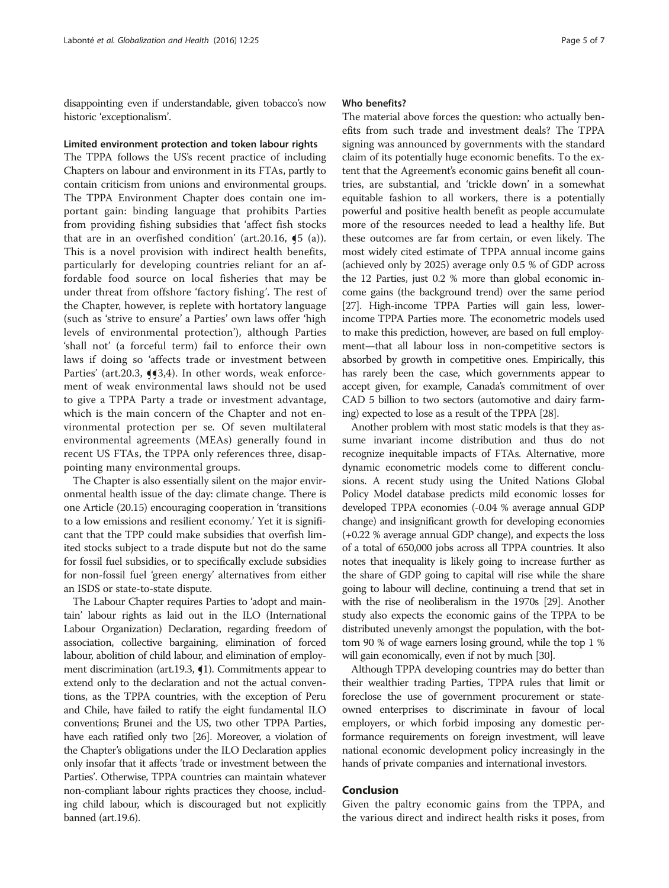disappointing even if understandable, given tobacco's now historic 'exceptionalism'.

### Limited environment protection and token labour rights

The TPPA follows the US's recent practice of including Chapters on labour and environment in its FTAs, partly to contain criticism from unions and environmental groups. The TPPA Environment Chapter does contain one important gain: binding language that prohibits Parties from providing fishing subsidies that 'affect fish stocks that are in an overfished condition' (art.20.16, ❡5 (a)). This is a novel provision with indirect health benefits, particularly for developing countries reliant for an affordable food source on local fisheries that may be under threat from offshore 'factory fishing'. The rest of the Chapter, however, is replete with hortatory language (such as 'strive to ensure' a Parties' own laws offer 'high levels of environmental protection'), although Parties 'shall not' (a forceful term) fail to enforce their own laws if doing so 'affects trade or investment between Parties' (art.20.3, ❡❡3,4). In other words, weak enforcement of weak environmental laws should not be used to give a TPPA Party a trade or investment advantage, which is the main concern of the Chapter and not environmental protection per se. Of seven multilateral environmental agreements (MEAs) generally found in recent US FTAs, the TPPA only references three, disappointing many environmental groups.

The Chapter is also essentially silent on the major environmental health issue of the day: climate change. There is one Article (20.15) encouraging cooperation in 'transitions to a low emissions and resilient economy.' Yet it is significant that the TPP could make subsidies that overfish limited stocks subject to a trade dispute but not do the same for fossil fuel subsidies, or to specifically exclude subsidies for non-fossil fuel 'green energy' alternatives from either an ISDS or state-to-state dispute.

The Labour Chapter requires Parties to 'adopt and maintain' labour rights as laid out in the ILO (International Labour Organization) Declaration, regarding freedom of association, collective bargaining, elimination of forced labour, abolition of child labour, and elimination of employment discrimination (art.19.3, ❡1). Commitments appear to extend only to the declaration and not the actual conventions, as the TPPA countries, with the exception of Peru and Chile, have failed to ratify the eight fundamental ILO conventions; Brunei and the US, two other TPPA Parties, have each ratified only two [26]. Moreover, a violation of the Chapter's obligations under the ILO Declaration applies only insofar that it affects 'trade or investment between the Parties'. Otherwise, TPPA countries can maintain whatever non-compliant labour rights practices they choose, including child labour, which is discouraged but not explicitly banned (art.19.6).

### Who benefits?

The material above forces the question: who actually benefits from such trade and investment deals? The TPPA signing was announced by governments with the standard claim of its potentially huge economic benefits. To the extent that the Agreement's economic gains benefit all countries, are substantial, and 'trickle down' in a somewhat equitable fashion to all workers, there is a potentially powerful and positive health benefit as people accumulate more of the resources needed to lead a healthy life. But these outcomes are far from certain, or even likely. The most widely cited estimate of TPPA annual income gains (achieved only by 2025) average only 0.5 % of GDP across the 12 Parties, just 0.2 % more than global economic income gains (the background trend) over the same period [27]. High-income TPPA Parties will gain less, lower-income TPPA Parties more. The econometric models used to make this prediction, however, are based on full employment—that all labour loss in non-competitive sectors is absorbed by growth in competitive ones. Empirically, this has rarely been the case, which governments appear to accept given, for example, Canada's commitment of over CAD 5 billion to two sectors (automotive and dairy farming) expected to lose as a result of the TPPA [28].

Another problem with most static models is that they assume invariant income distribution and thus do not recognize inequitable impacts of FTAs. Alternative, more dynamic econometric models come to different conclusions. A recent study using the United Nations Global Policy Model database predicts mild economic losses for developed TPPA economies (-0.04 % average annual GDP change) and insignificant growth for developing economies (+0.22 % average annual GDP change), and expects the loss of a total of 650,000 jobs across all TPPA countries. It also notes that inequality is likely going to increase further as the share of GDP going to capital will rise while the share going to labour will decline, continuing a trend that set in with the rise of neoliberalism in the 1970s [29]. Another study also expects the economic gains of the TPPA to be distributed unevenly amongst the population, with the bottom 90 % of wage earners losing ground, while the top 1 % will gain economically, even if not by much [30].

Although TPPA developing countries may do better than their wealthier trading Parties, TPPA rules that limit or foreclose the use of government procurement or state-owned enterprises to discriminate in favour of local employers, or which forbid imposing any domestic performance requirements on foreign investment, will leave national economic development policy increasingly in the hands of private companies and international investors.

## Conclusion

Given the paltry economic gains from the TPPA, and the various direct and indirect health risks it poses, from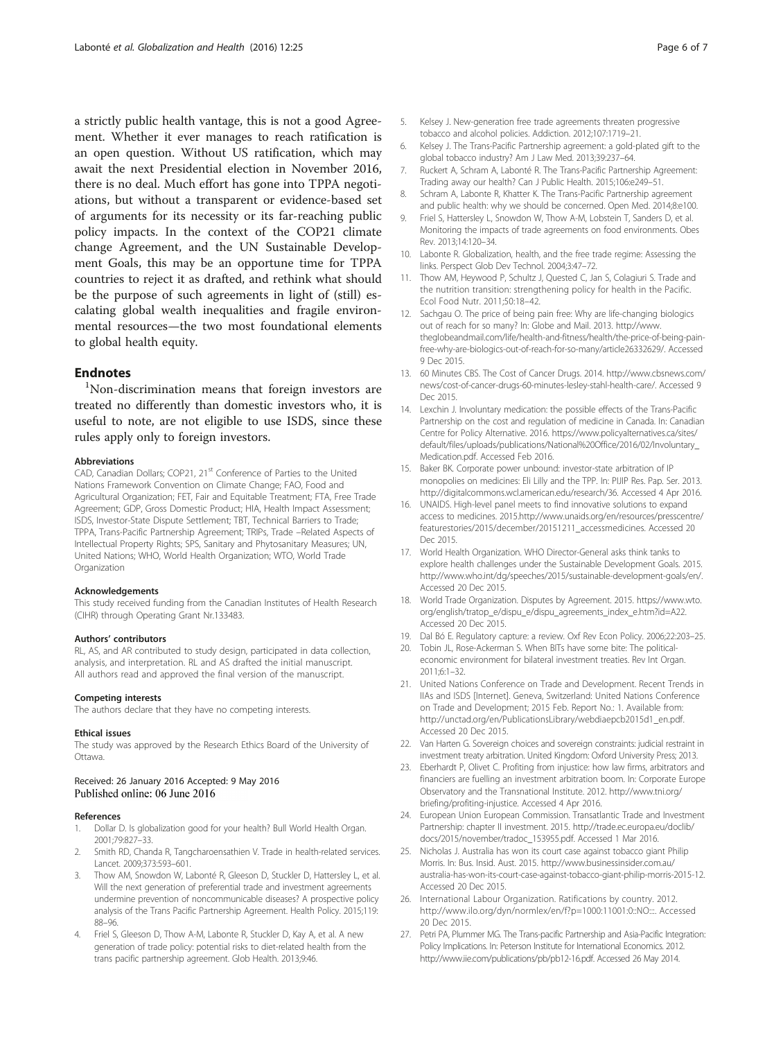a strictly public health vantage, this is not a good Agreement. Whether it ever manages to reach ratification is an open question. Without US ratification, which may await the next Presidential election in November 2016, there is no deal. Much effort has gone into TPPA negotiations, but without a transparent or evidence-based set of arguments for its necessity or its far-reaching public policy impacts. In the context of the COP21 climate change Agreement, and the UN Sustainable Development Goals, this may be an opportune time for TPPA countries to reject it as drafted, and rethink what should be the purpose of such agreements in light of (still) escalating global wealth inequalities and fragile environmental resources—the two most foundational elements to global health equity.

## Endnotes

[1]Non-discrimination means that foreign investors are treated no differently than domestic investors who, it is useful to note, are not eligible to use ISDS, since these rules apply only to foreign investors.

#### Abbreviations

CAD, Canadian Dollars; COP21, 21st Conference of Parties to the United Nations Framework Convention on Climate Change; FAO, Food and Agricultural Organization; FET, Fair and Equitable Treatment; FTA, Free Trade Agreement; GDP, Gross Domestic Product; HIA, Health Impact Assessment; ISDS, Investor-State Dispute Settlement; TBT, Technical Barriers to Trade; TPPA, Trans-Pacific Partnership Agreement; TRIPs, Trade –Related Aspects of Intellectual Property Rights; SPS, Sanitary and Phytosanitary Measures; UN, United Nations; WHO, World Health Organization; WTO, World Trade Organization

#### Acknowledgements

This study received funding from the Canadian Institutes of Health Research (CIHR) through Operating Grant Nr.133483.

#### Authors' contributors

RL, AS, and AR contributed to study design, participated in data collection, analysis, and interpretation. RL and AS drafted the initial manuscript. All authors read and approved the final version of the manuscript.

#### Competing interests

The authors declare that they have no competing interests.

#### Ethical issues

The study was approved by the Research Ethics Board of the University of Ottawa.

Received: 26 January 2016 Accepted: 9 May 2016
Published online: 06 June 2016

#### References

1. Dollar D. Is globalization good for your health? Bull World Health Organ. 2001;79:827–33.
2. Smith RD, Chanda R, Tangcharoensathien V. Trade in health-related services. Lancet. 2009;373:593–601.
3. Thow AM, Snowdon W, Labonté R, Gleeson D, Stuckler D, Hattersley L, et al. Will the next generation of preferential trade and investment agreements undermine prevention of noncommunicable diseases? A prospective policy analysis of the Trans Pacific Partnership Agreement. Health Policy. 2015;119: 88–96.
4. Friel S, Gleeson D, Thow A-M, Labonte R, Stuckler D, Kay A, et al. A new generation of trade policy: potential risks to diet-related health from the trans pacific partnership agreement. Glob Health. 2013;9:46.
5. Kelsey J. New-generation free trade agreements threaten progressive tobacco and alcohol policies. Addiction. 2012;107:1719–21.
6. Kelsey J. The Trans-Pacific Partnership agreement: a gold-plated gift to the global tobacco industry? Am J Law Med. 2013;39:237–64.
7. Ruckert A, Schram A, Labonté R. The Trans-Pacific Partnership Agreement: Trading away our health? Can J Public Health. 2015;106:e249–51.
8. Schram A, Labonte R, Khatter K. The Trans-Pacific Partnership agreement and public health: why we should be concerned. Open Med. 2014;8:e100.
9. Friel S, Hattersley L, Snowdon W, Thow A-M, Lobstein T, Sanders D, et al. Monitoring the impacts of trade agreements on food environments. Obes Rev. 2013;14:120–34.
10. Labonte R. Globalization, health, and the free trade regime: Assessing the links. Perspect Glob Dev Technol. 2004;3:47–72.
11. Thow AM, Heywood P, Schultz J, Quested C, Jan S, Colagiuri S. Trade and the nutrition transition: strengthening policy for health in the Pacific. Ecol Food Nutr. 2011;50:18–42.
12. Sachgau O. The price of being pain free: Why are life-changing biologics out of reach for so many? In: Globe and Mail. 2013. http://www.theglobeandmail.com/life/health-and-fitness/health/the-price-of-being-pain-free-why-are-biologics-out-of-reach-for-so-many/article26332629/. Accessed 9 Dec 2015.
13. 60 Minutes CBS. The Cost of Cancer Drugs. 2014. http://www.cbsnews.com/news/cost-of-cancer-drugs-60-minutes-lesley-stahl-health-care/. Accessed 9 Dec 2015.
14. Lexchin J. Involuntary medication: the possible effects of the Trans-Pacific Partnership on the cost and regulation of medicine in Canada. In: Canadian Centre for Policy Alternative. 2016. https://www.policyalternatives.ca/sites/default/files/uploads/publications/National%20Office/2016/02/Involuntary_Medication.pdf. Accessed Feb 2016.
15. Baker BK. Corporate power unbound: investor-state arbitration of IP monopolies on medicines: Eli Lilly and the TPP. In: PIJIP Res. Pap. Ser. 2013. http://digitalcommons.wcl.american.edu/research/36. Accessed 4 Apr 2016.
16. UNAIDS. High-level panel meets to find innovative solutions to expand access to medicines. 2015.http://www.unaids.org/en/resources/presscentre/featurestories/2015/december/20151211_accessmedicines. Accessed 20 Dec 2015.
17. World Health Organization. WHO Director-General asks think tanks to explore health challenges under the Sustainable Development Goals. 2015. http://www.who.int/dg/speeches/2015/sustainable-development-goals/en/. Accessed 20 Dec 2015.
18. World Trade Organization. Disputes by Agreement. 2015. https://www.wto.org/english/tratop_e/dispu_e/dispu_agreements_index_e.htm?id=A22. Accessed 20 Dec 2015.
19. Dal Bó E. Regulatory capture: a review. Oxf Rev Econ Policy. 2006;22:203–25.
20. Tobin JL, Rose-Ackerman S. When BITs have some bite: The political-economic environment for bilateral investment treaties. Rev Int Organ. 2011;6:1–32.
21. United Nations Conference on Trade and Development. Recent Trends in IIAs and ISDS [Internet]. Geneva, Switzerland: United Nations Conference on Trade and Development; 2015 Feb. Report No.: 1. Available from: http://unctad.org/en/PublicationsLibrary/webdiaepcb2015d1_en.pdf. Accessed 20 Dec 2015.
22. Van Harten G. Sovereign choices and sovereign constraints: judicial restraint in investment treaty arbitration. United Kingdom: Oxford University Press; 2013.
23. Eberhardt P, Olivet C. Profiting from injustice: how law firms, arbitrators and financiers are fuelling an investment arbitration boom. In: Corporate Europe Observatory and the Transnational Institute. 2012. http://www.tni.org/briefing/profiting-injustice. Accessed 4 Apr 2016.
24. European Union European Commission. Transatlantic Trade and Investment Partnership: chapter II investment. 2015. http://trade.ec.europa.eu/doclib/docs/2015/november/tradoc_153955.pdf. Accessed 1 Mar 2016.
25. Nicholas J. Australia has won its court case against tobacco giant Philip Morris. In: Bus. Insid. Aust. 2015. http://www.businessinsider.com.au/australia-has-won-its-court-case-against-tobacco-giant-philip-morris-2015-12. Accessed 20 Dec 2015.
26. International Labour Organization. Ratifications by country. 2012. http://www.ilo.org/dyn/normlex/en/f?p=1000:11001:0::NO:::. Accessed 20 Dec 2015.
27. Petri PA, Plummer MG. The Trans-pacific Partnership and Asia-Pacific Integration: Policy Implications. In: Peterson Institute for International Economics. 2012. http://www.iie.com/publications/pb/pb12-16.pdf. Accessed 26 May 2014.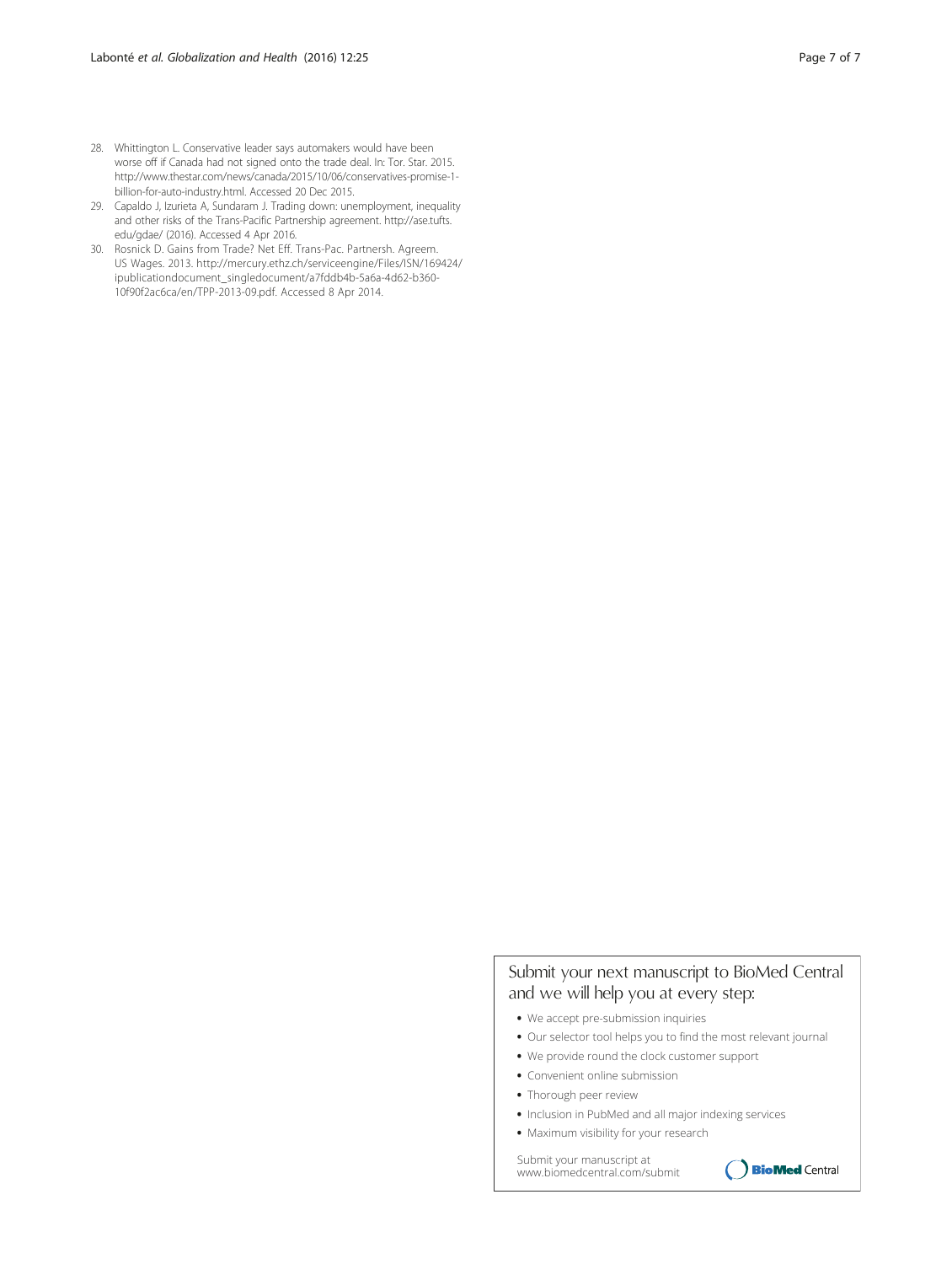28. Whittington L. Conservative leader says automakers would have been worse off if Canada had not signed onto the trade deal. In: Tor. Star. 2015. http://www.thestar.com/news/canada/2015/10/06/conservatives-promise-1-billion-for-auto-industry.html. Accessed 20 Dec 2015.
29. Capaldo J, Izurieta A, Sundaram J. Trading down: unemployment, inequality and other risks of the Trans-Pacific Partnership agreement. http://ase.tufts.edu/gdae/ (2016). Accessed 4 Apr 2016.
30. Rosnick D. Gains from Trade? Net Eff. Trans-Pac. Partnersh. Agreem. US Wages. 2013. http://mercury.ethz.ch/serviceengine/Files/ISN/169424/ipublicationdocument_singledocument/a7fddb4b-5a6a-4d62-b360-10f90f2ac6ca/en/TPP-2013-09.pdf. Accessed 8 Apr 2014.

Submit your next manuscript to BioMed Central and we will help you at every step:

- We accept pre-submission inquiries
- Our selector tool helps you to find the most relevant journal
- We provide round the clock customer support
- Convenient online submission
- Thorough peer review
- Inclusion in PubMed and all major indexing services
- Maximum visibility for your research

Submit your manuscript at
www.biomedcentral.com/submit

BioMed Central